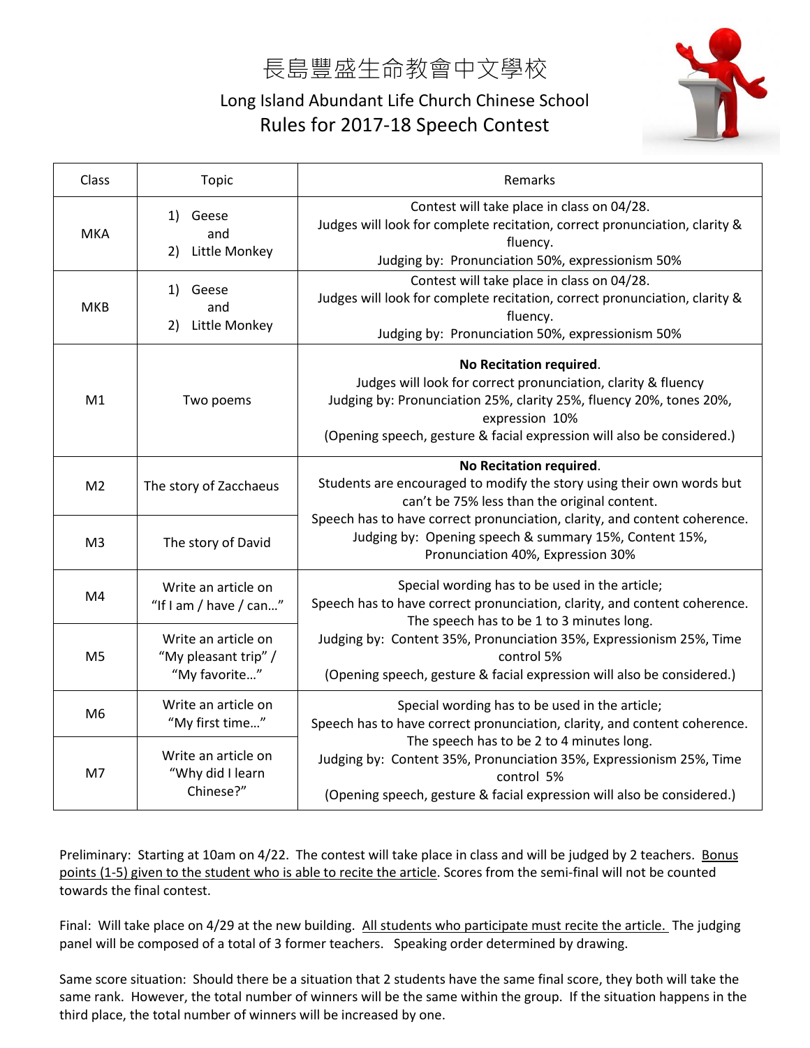# 長島豐盛生命教會中文學校

## Long Island Abundant Life Church Chinese School

## Rules for 2017-18 Speech Contest

| Class | Topic | Remarks |
|---|---|---|
| MKA | 1) Geese and 2) Little Monkey | Contest will take place in class on 04/28. Judges will look for complete recitation, correct pronunciation, clarity & fluency. Judging by: Pronunciation 50%, expressionism 50% |
| MKB | 1) Geese and 2) Little Monkey | Contest will take place in class on 04/28. Judges will look for complete recitation, correct pronunciation, clarity & fluency. Judging by: Pronunciation 50%, expressionism 50% |
| M1 | Two poems | **No Recitation required**. Judges will look for correct pronunciation, clarity & fluency. Judging by: Pronunciation 25%, clarity 25%, fluency 20%, tones 20%, expression 10% (Opening speech, gesture & facial expression will also be considered.) |
| M2 | The story of Zacchaeus | **No Recitation required**. Students are encouraged to modify the story using their own words but can't be 75% less than the original content. Speech has to have correct pronunciation, clarity, and content coherence. Judging by: Opening speech & summary 15%, Content 15%, Pronunciation 40%, Expression 30% |
| M3 | The story of David | |
| M4 | Write an article on "If I am / have / can…" | Special wording has to be used in the article; Speech has to have correct pronunciation, clarity, and content coherence. The speech has to be 1 to 3 minutes long. Judging by: Content 35%, Pronunciation 35%, Expressionism 25%, Time control 5% (Opening speech, gesture & facial expression will also be considered.) |
| M5 | Write an article on "My pleasant trip" / "My favorite…" | |
| M6 | Write an article on "My first time…" | Special wording has to be used in the article; Speech has to have correct pronunciation, clarity, and content coherence. The speech has to be 2 to 4 minutes long. Judging by: Content 35%, Pronunciation 35%, Expressionism 25%, Time control 5% (Opening speech, gesture & facial expression will also be considered.) |
| M7 | Write an article on "Why did I learn Chinese?" | |

Preliminary: Starting at 10am on 4/22. The contest will take place in class and will be judged by 2 teachers. Bonus points (1-5) given to the student who is able to recite the article. Scores from the semi-final will not be counted towards the final contest.

Final: Will take place on 4/29 at the new building. All students who participate must recite the article. The judging panel will be composed of a total of 3 former teachers. Speaking order determined by drawing.

Same score situation: Should there be a situation that 2 students have the same final score, they both will take the same rank. However, the total number of winners will be the same within the group. If the situation happens in the third place, the total number of winners will be increased by one.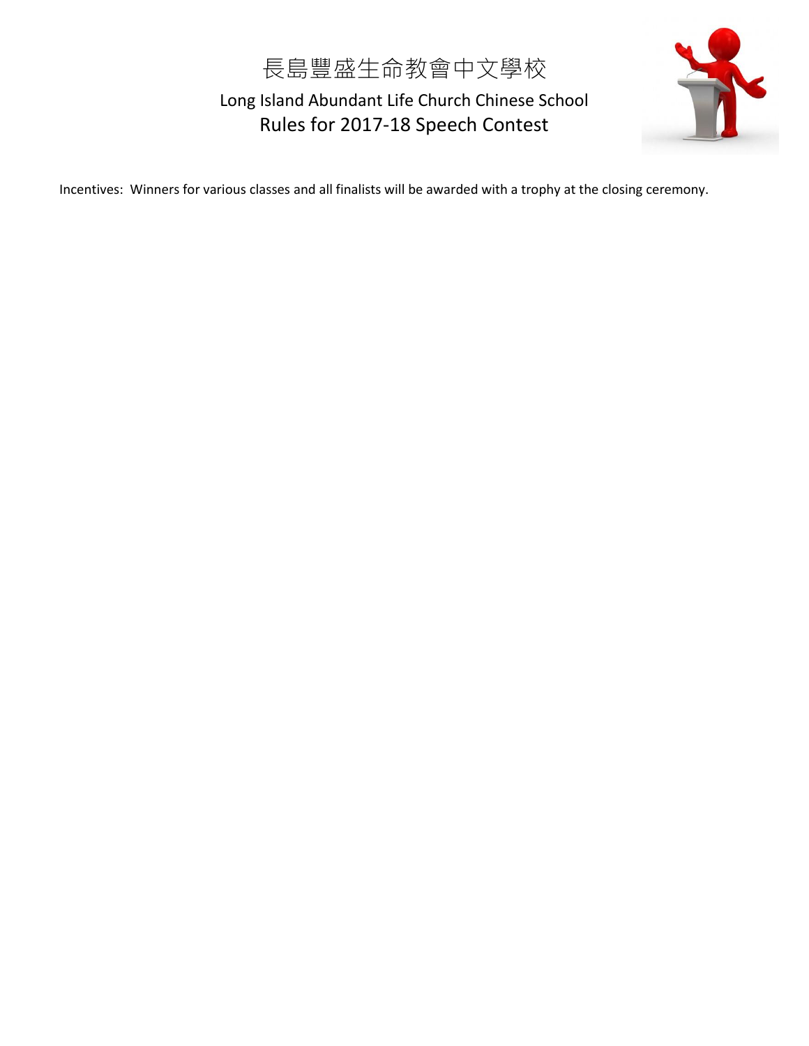# 長島豐盛生命教會中文學校

## Long Island Abundant Life Church Chinese School

## Rules for 2017-18 Speech Contest

Incentives: Winners for various classes and all finalists will be awarded with a trophy at the closing ceremony.